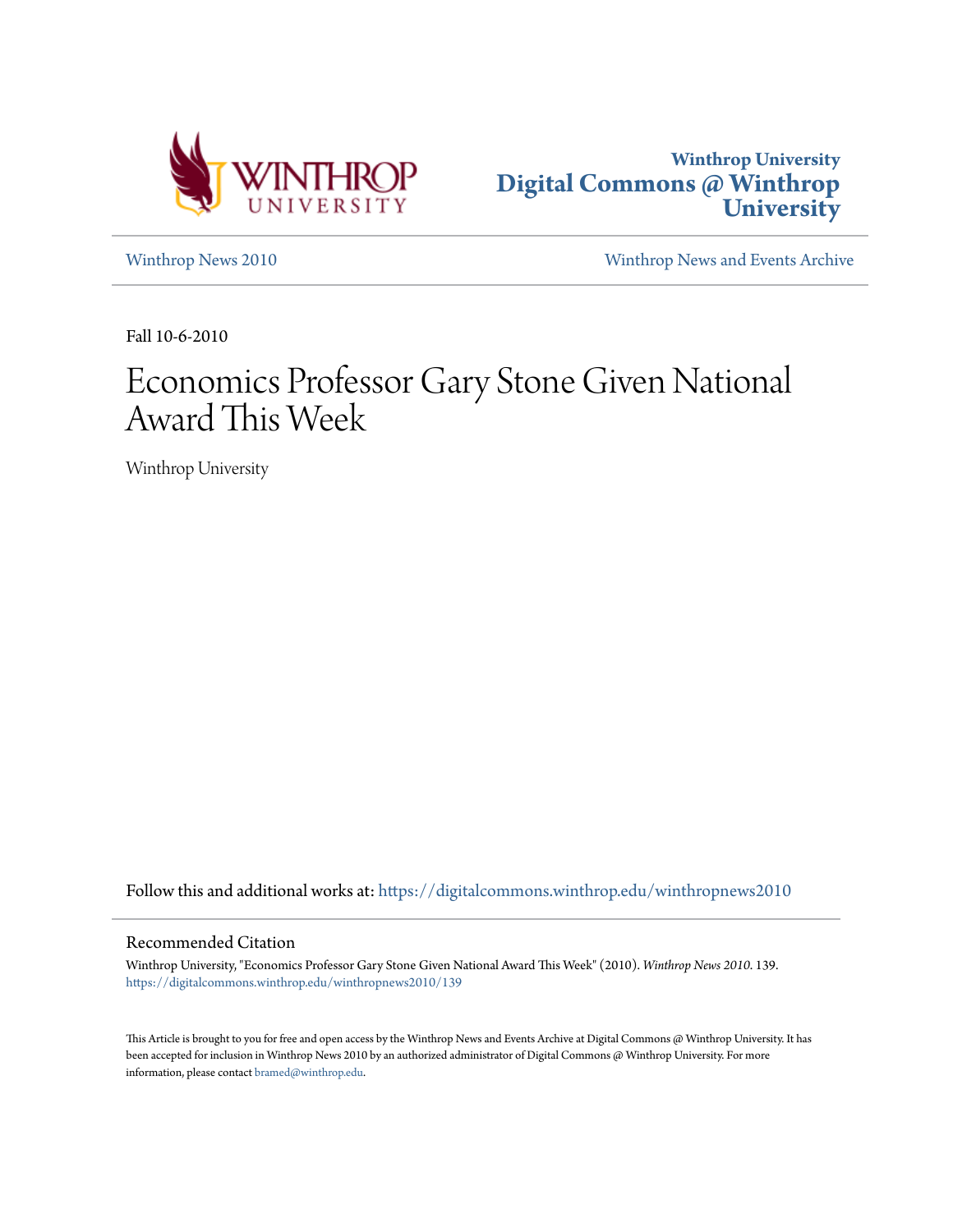Winthrop University

**Digital Commons @ Winthrop University**

Winthrop News 2010 | Winthrop News and Events Archive

Fall 10-6-2010

# Economics Professor Gary Stone Given National Award This Week

Winthrop University

Follow this and additional works at: https://digitalcommons.winthrop.edu/winthropnews2010

## Recommended Citation

Winthrop University, "Economics Professor Gary Stone Given National Award This Week" (2010). *Winthrop News 2010*. 139.
https://digitalcommons.winthrop.edu/winthropnews2010/139

This Article is brought to you for free and open access by the Winthrop News and Events Archive at Digital Commons @ Winthrop University. It has been accepted for inclusion in Winthrop News 2010 by an authorized administrator of Digital Commons @ Winthrop University. For more information, please contact bramed@winthrop.edu.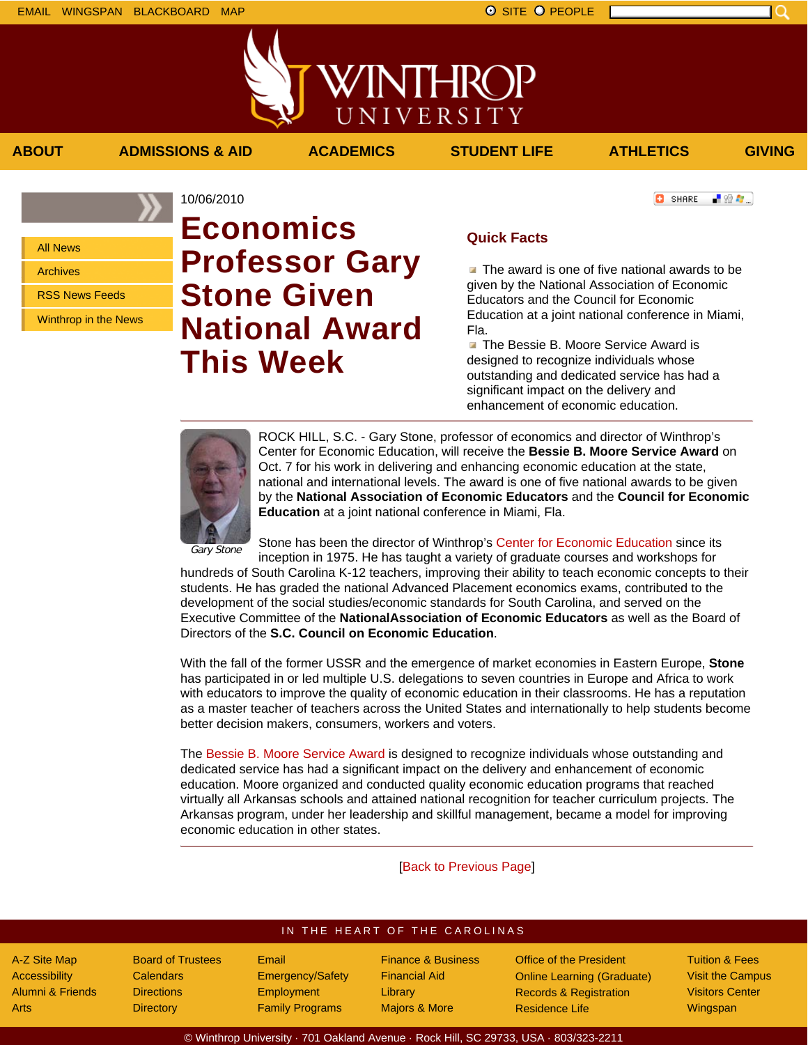EMAIL WINGSPAN BLACKBOARD MAP

SITE PEOPLE

WINTHROP UNIVERSITY

ABOUT | ADMISSIONS & AID | ACADEMICS | STUDENT LIFE | ATHLETICS | GIVING

- All News
- Archives
- RSS News Feeds
- Winthrop in the News

10/06/2010

SHARE

# Economics Professor Gary Stone Given National Award This Week

## Quick Facts

- The award is one of five national awards to be given by the National Association of Economic Educators and the Council for Economic Education at a joint national conference in Miami, Fla.
- The Bessie B. Moore Service Award is designed to recognize individuals whose outstanding and dedicated service has had a significant impact on the delivery and enhancement of economic education.

*Gary Stone*

ROCK HILL, S.C. - Gary Stone, professor of economics and director of Winthrop's Center for Economic Education, will receive the **Bessie B. Moore Service Award** on Oct. 7 for his work in delivering and enhancing economic education at the state, national and international levels. The award is one of five national awards to be given by the **National Association of Economic Educators** and the **Council for Economic Education** at a joint national conference in Miami, Fla.

Stone has been the director of Winthrop's Center for Economic Education since its inception in 1975. He has taught a variety of graduate courses and workshops for hundreds of South Carolina K-12 teachers, improving their ability to teach economic concepts to their students. He has graded the national Advanced Placement economics exams, contributed to the development of the social studies/economic standards for South Carolina, and served on the Executive Committee of the **NationalAssociation of Economic Educators** as well as the Board of Directors of the **S.C. Council on Economic Education**.

With the fall of the former USSR and the emergence of market economies in Eastern Europe, **Stone** has participated in or led multiple U.S. delegations to seven countries in Europe and Africa to work with educators to improve the quality of economic education in their classrooms. He has a reputation as a master teacher of teachers across the United States and internationally to help students become better decision makers, consumers, workers and voters.

The Bessie B. Moore Service Award is designed to recognize individuals whose outstanding and dedicated service has had a significant impact on the delivery and enhancement of economic education. Moore organized and conducted quality economic education programs that reached virtually all Arkansas schools and attained national recognition for teacher curriculum projects. The Arkansas program, under her leadership and skillful management, became a model for improving economic education in other states.

[Back to Previous Page]

IN THE HEART OF THE CAROLINAS

| | | | | | |
|---|---|---|---|---|---|
| A-Z Site Map | Board of Trustees | Email | Finance & Business | Office of the President | Tuition & Fees |
| Accessibility | Calendars | Emergency/Safety | Financial Aid | Online Learning (Graduate) | Visit the Campus |
| Alumni & Friends | Directions | Employment | Library | Records & Registration | Visitors Center |
| Arts | Directory | Family Programs | Majors & More | Residence Life | Wingspan |

© Winthrop University · 701 Oakland Avenue · Rock Hill, SC 29733, USA · 803/323-2211